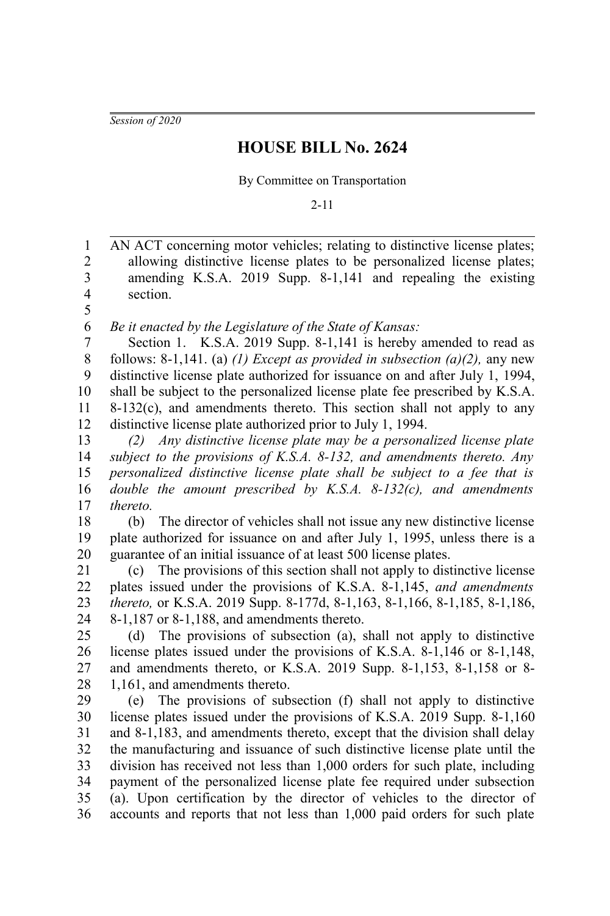*Session of 2020*

# HOUSE BILL No. 2624

By Committee on Transportation

2-11

AN ACT concerning motor vehicles; relating to distinctive license plates; allowing distinctive license plates to be personalized license plates; amending K.S.A. 2019 Supp. 8-1,141 and repealing the existing section.

*Be it enacted by the Legislature of the State of Kansas:*

Section 1. K.S.A. 2019 Supp. 8-1,141 is hereby amended to read as follows: 8-1,141. (a) *(1) Except as provided in subsection (a)(2),* any new distinctive license plate authorized for issuance on and after July 1, 1994, shall be subject to the personalized license plate fee prescribed by K.S.A. 8-132(c), and amendments thereto. This section shall not apply to any distinctive license plate authorized prior to July 1, 1994.

*(2) Any distinctive license plate may be a personalized license plate subject to the provisions of K.S.A. 8-132, and amendments thereto. Any personalized distinctive license plate shall be subject to a fee that is double the amount prescribed by K.S.A. 8-132(c), and amendments thereto.*

(b) The director of vehicles shall not issue any new distinctive license plate authorized for issuance on and after July 1, 1995, unless there is a guarantee of an initial issuance of at least 500 license plates.

(c) The provisions of this section shall not apply to distinctive license plates issued under the provisions of K.S.A. 8-1,145, *and amendments thereto,* or K.S.A. 2019 Supp. 8-177d, 8-1,163, 8-1,166, 8-1,185, 8-1,186, 8-1,187 or 8-1,188, and amendments thereto.

(d) The provisions of subsection (a), shall not apply to distinctive license plates issued under the provisions of K.S.A. 8-1,146 or 8-1,148, and amendments thereto, or K.S.A. 2019 Supp. 8-1,153, 8-1,158 or 8-1,161, and amendments thereto.

(e) The provisions of subsection (f) shall not apply to distinctive license plates issued under the provisions of K.S.A. 2019 Supp. 8-1,160 and 8-1,183, and amendments thereto, except that the division shall delay the manufacturing and issuance of such distinctive license plate until the division has received not less than 1,000 orders for such plate, including payment of the personalized license plate fee required under subsection (a). Upon certification by the director of vehicles to the director of accounts and reports that not less than 1,000 paid orders for such plate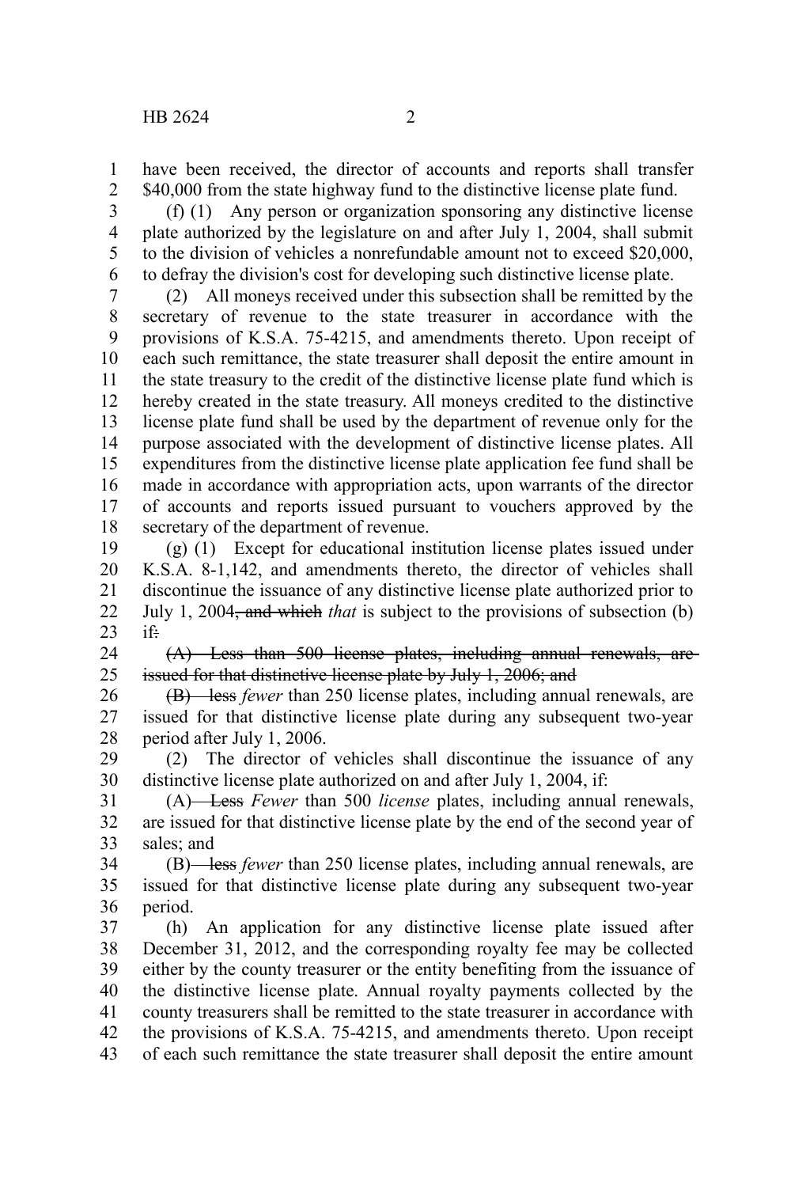have been received, the director of accounts and reports shall transfer $40,000 from the state highway fund to the distinctive license plate fund.

(f) (1) Any person or organization sponsoring any distinctive license plate authorized by the legislature on and after July 1, 2004, shall submit to the division of vehicles a nonrefundable amount not to exceed $20,000, to defray the division's cost for developing such distinctive license plate.

(2) All moneys received under this subsection shall be remitted by the secretary of revenue to the state treasurer in accordance with the provisions of K.S.A. 75-4215, and amendments thereto. Upon receipt of each such remittance, the state treasurer shall deposit the entire amount in the state treasury to the credit of the distinctive license plate fund which is hereby created in the state treasury. All moneys credited to the distinctive license plate fund shall be used by the department of revenue only for the purpose associated with the development of distinctive license plates. All expenditures from the distinctive license plate application fee fund shall be made in accordance with appropriation acts, upon warrants of the director of accounts and reports issued pursuant to vouchers approved by the secretary of the department of revenue.

(g) (1) Except for educational institution license plates issued under K.S.A. 8-1,142, and amendments thereto, the director of vehicles shall discontinue the issuance of any distinctive license plate authorized prior to July 1, 2004~~, and which~~ *that* is subject to the provisions of subsection (b) if~~:~~

~~(A) Less than 500 license plates, including annual renewals, are issued for that distinctive license plate by July 1, 2006; and~~

~~(B) less~~ *fewer* than 250 license plates, including annual renewals, are issued for that distinctive license plate during any subsequent two-year period after July 1, 2006.

(2) The director of vehicles shall discontinue the issuance of any distinctive license plate authorized on and after July 1, 2004, if:

(A) ~~Less~~ *Fewer* than 500 *license* plates, including annual renewals, are issued for that distinctive license plate by the end of the second year of sales; and

(B) ~~less~~ *fewer* than 250 license plates, including annual renewals, are issued for that distinctive license plate during any subsequent two-year period.

(h) An application for any distinctive license plate issued after December 31, 2012, and the corresponding royalty fee may be collected either by the county treasurer or the entity benefiting from the issuance of the distinctive license plate. Annual royalty payments collected by the county treasurers shall be remitted to the state treasurer in accordance with the provisions of K.S.A. 75-4215, and amendments thereto. Upon receipt of each such remittance the state treasurer shall deposit the entire amount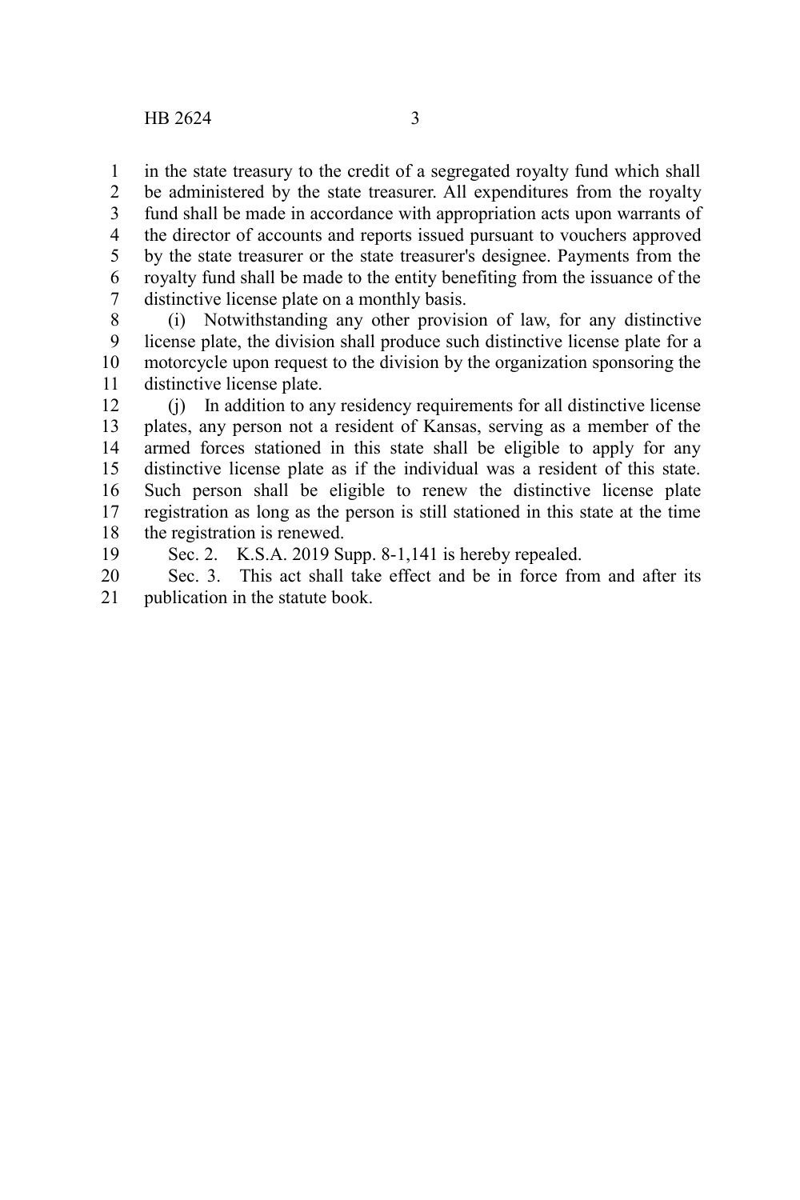in the state treasury to the credit of a segregated royalty fund which shall be administered by the state treasurer. All expenditures from the royalty fund shall be made in accordance with appropriation acts upon warrants of the director of accounts and reports issued pursuant to vouchers approved by the state treasurer or the state treasurer's designee. Payments from the royalty fund shall be made to the entity benefiting from the issuance of the distinctive license plate on a monthly basis.

(i) Notwithstanding any other provision of law, for any distinctive license plate, the division shall produce such distinctive license plate for a motorcycle upon request to the division by the organization sponsoring the distinctive license plate.

(j) In addition to any residency requirements for all distinctive license plates, any person not a resident of Kansas, serving as a member of the armed forces stationed in this state shall be eligible to apply for any distinctive license plate as if the individual was a resident of this state. Such person shall be eligible to renew the distinctive license plate registration as long as the person is still stationed in this state at the time the registration is renewed.

Sec. 2. K.S.A. 2019 Supp. 8-1,141 is hereby repealed.

Sec. 3. This act shall take effect and be in force from and after its publication in the statute book.